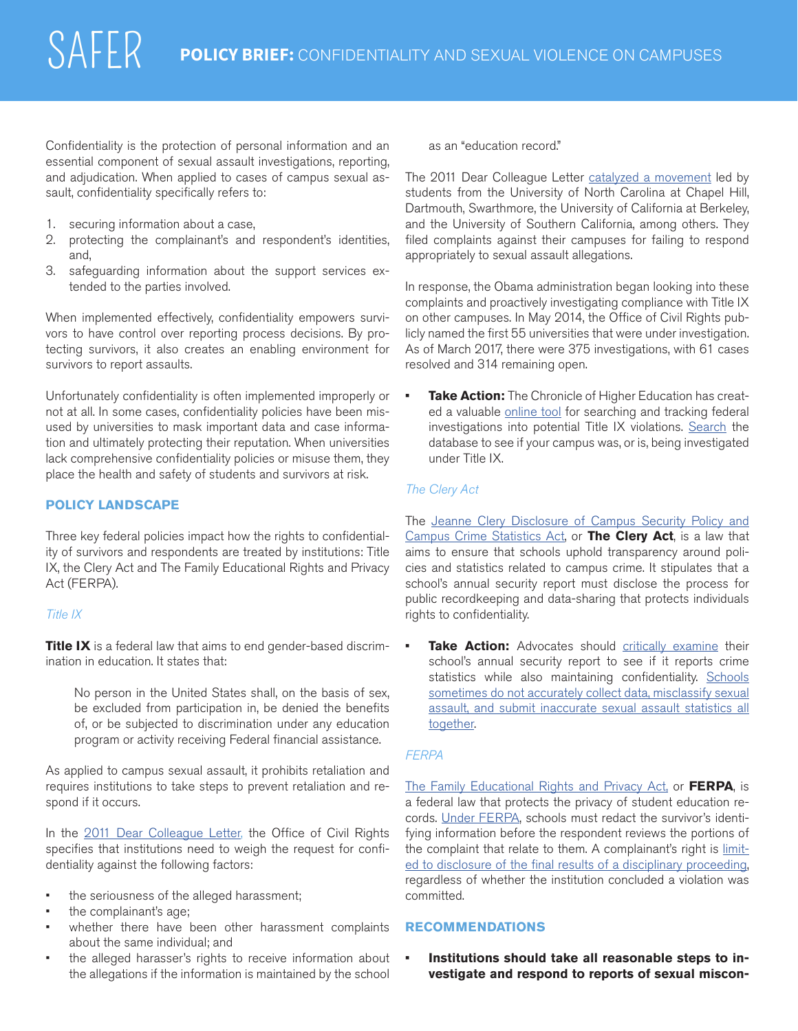# SAFER POLICY BRIEF: CONFIDENTIALITY AND SEXUAL VIOLENCE ON CAMPUSES

Confidentiality is the protection of personal information and an essential component of sexual assault investigations, reporting, and adjudication. When applied to cases of campus sexual assault, confidentiality specifically refers to:

1. securing information about a case,
2. protecting the complainant's and respondent's identities, and,
3. safeguarding information about the support services extended to the parties involved.

When implemented effectively, confidentiality empowers survivors to have control over reporting process decisions. By protecting survivors, it also creates an enabling environment for survivors to report assaults.

Unfortunately confidentiality is often implemented improperly or not at all. In some cases, confidentiality policies have been misused by universities to mask important data and case information and ultimately protecting their reputation. When universities lack comprehensive confidentiality policies or misuse them, they place the health and safety of students and survivors at risk.

## POLICY LANDSCAPE

Three key federal policies impact how the rights to confidentiality of survivors and respondents are treated by institutions: Title IX, the Clery Act and The Family Educational Rights and Privacy Act (FERPA).

### *Title IX*

**Title IX** is a federal law that aims to end gender-based discrimination in education. It states that:

> No person in the United States shall, on the basis of sex, be excluded from participation in, be denied the benefits of, or be subjected to discrimination under any education program or activity receiving Federal financial assistance.

As applied to campus sexual assault, it prohibits retaliation and requires institutions to take steps to prevent retaliation and respond if it occurs.

In the 2011 Dear Colleague Letter, the Office of Civil Rights specifies that institutions need to weigh the request for confidentiality against the following factors:

- the seriousness of the alleged harassment;
- the complainant's age;
- whether there have been other harassment complaints about the same individual; and
- the alleged harasser's rights to receive information about the allegations if the information is maintained by the school as an "education record."

The 2011 Dear Colleague Letter catalyzed a movement led by students from the University of North Carolina at Chapel Hill, Dartmouth, Swarthmore, the University of California at Berkeley, and the University of Southern California, among others. They filed complaints against their campuses for failing to respond appropriately to sexual assault allegations.

In response, the Obama administration began looking into these complaints and proactively investigating compliance with Title IX on other campuses. In May 2014, the Office of Civil Rights publicly named the first 55 universities that were under investigation. As of March 2017, there were 375 investigations, with 61 cases resolved and 314 remaining open.

- **Take Action:** The Chronicle of Higher Education has created a valuable online tool for searching and tracking federal investigations into potential Title IX violations. Search the database to see if your campus was, or is, being investigated under Title IX.

### *The Clery Act*

The Jeanne Clery Disclosure of Campus Security Policy and Campus Crime Statistics Act, or **The Clery Act**, is a law that aims to ensure that schools uphold transparency around policies and statistics related to campus crime. It stipulates that a school's annual security report must disclose the process for public recordkeeping and data-sharing that protects individuals rights to confidentiality.

- **Take Action:** Advocates should critically examine their school's annual security report to see if it reports crime statistics while also maintaining confidentiality. Schools sometimes do not accurately collect data, misclassify sexual assault, and submit inaccurate sexual assault statistics all together.

### *FERPA*

The Family Educational Rights and Privacy Act, or **FERPA**, is a federal law that protects the privacy of student education records. Under FERPA, schools must redact the survivor's identifying information before the respondent reviews the portions of the complaint that relate to them. A complainant's right is limited to disclosure of the final results of a disciplinary proceeding, regardless of whether the institution concluded a violation was committed.

## RECOMMENDATIONS

- **Institutions should take all reasonable steps to investigate and respond to reports of sexual miscon-**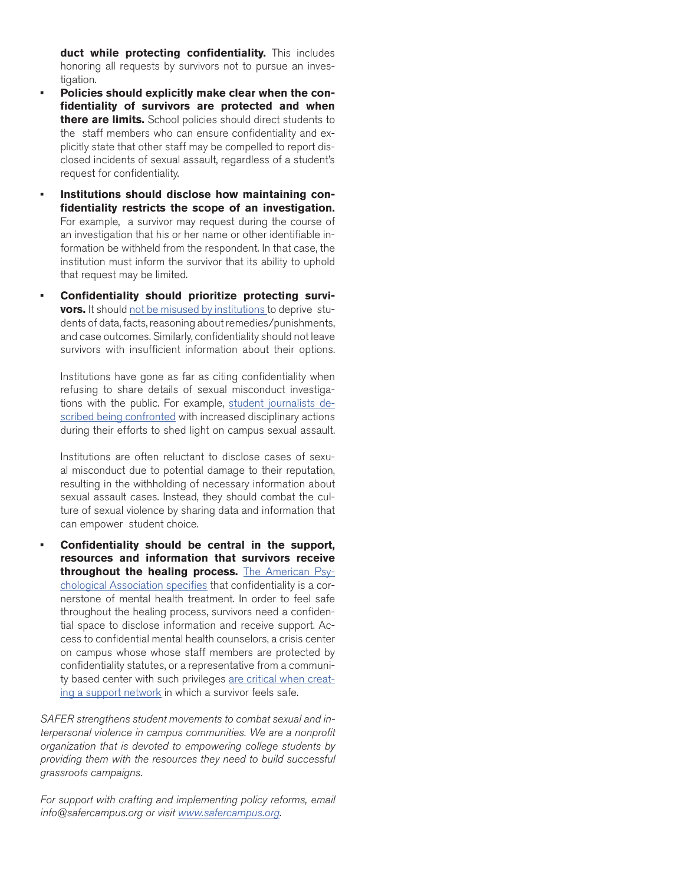**duct while protecting confidentiality.** This includes honoring all requests by survivors not to pursue an investigation.

- **Policies should explicitly make clear when the confidentiality of survivors are protected and when there are limits.** School policies should direct students to the staff members who can ensure confidentiality and explicitly state that other staff may be compelled to report disclosed incidents of sexual assault, regardless of a student's request for confidentiality.

- **Institutions should disclose how maintaining confidentiality restricts the scope of an investigation.** For example, a survivor may request during the course of an investigation that his or her name or other identifiable information be withheld from the respondent. In that case, the institution must inform the survivor that its ability to uphold that request may be limited.

- **Confidentiality should prioritize protecting survivors.** It should not be misused by institutions to deprive students of data, facts, reasoning about remedies/punishments, and case outcomes. Similarly, confidentiality should not leave survivors with insufficient information about their options.

  Institutions have gone as far as citing confidentiality when refusing to share details of sexual misconduct investigations with the public. For example, student journalists described being confronted with increased disciplinary actions during their efforts to shed light on campus sexual assault.

  Institutions are often reluctant to disclose cases of sexual misconduct due to potential damage to their reputation, resulting in the withholding of necessary information about sexual assault cases. Instead, they should combat the culture of sexual violence by sharing data and information that can empower student choice.

- **Confidentiality should be central in the support, resources and information that survivors receive throughout the healing process.** The American Psychological Association specifies that confidentiality is a cornerstone of mental health treatment. In order to feel safe throughout the healing process, survivors need a confidential space to disclose information and receive support. Access to confidential mental health counselors, a crisis center on campus whose whose staff members are protected by confidentiality statutes, or a representative from a community based center with such privileges are critical when creating a support network in which a survivor feels safe.

*SAFER strengthens student movements to combat sexual and interpersonal violence in campus communities. We are a nonprofit organization that is devoted to empowering college students by providing them with the resources they need to build successful grassroots campaigns.*

*For support with crafting and implementing policy reforms, email info@safercampus.org or visit www.safercampus.org.*